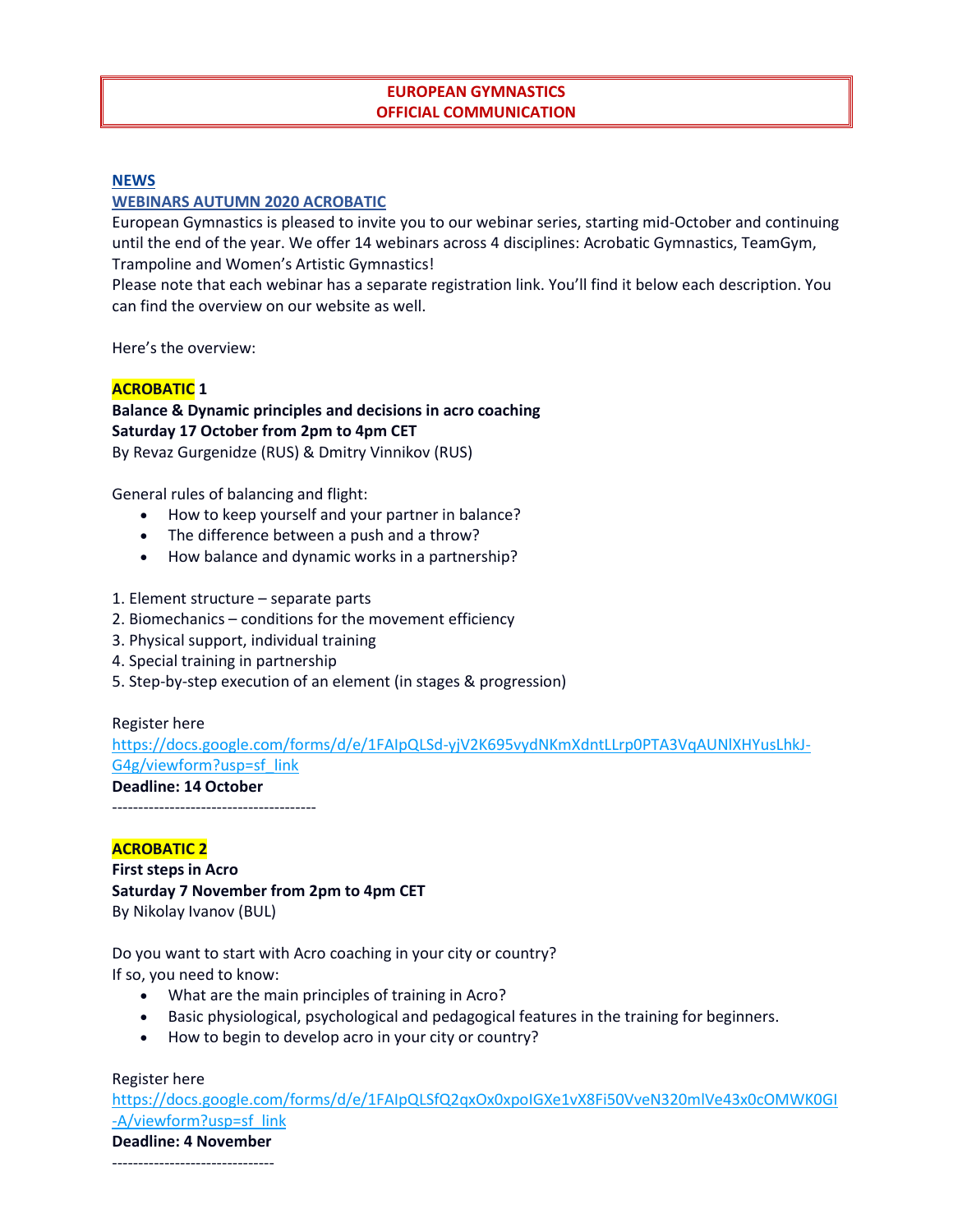**EUROPEAN GYMNASTICS**
**OFFICIAL COMMUNICATION**

**NEWS**

**WEBINARS AUTUMN 2020 ACROBATIC**

European Gymnastics is pleased to invite you to our webinar series, starting mid-October and continuing until the end of the year. We offer 14 webinars across 4 disciplines: Acrobatic Gymnastics, TeamGym, Trampoline and Women's Artistic Gymnastics!

Please note that each webinar has a separate registration link. You'll find it below each description. You can find the overview on our website as well.

Here's the overview:

**ACROBATIC 1**

**Balance & Dynamic principles and decisions in acro coaching**
**Saturday 17 October from 2pm to 4pm CET**
By Revaz Gurgenidze (RUS) & Dmitry Vinnikov (RUS)

General rules of balancing and flight:

- How to keep yourself and your partner in balance?
- The difference between a push and a throw?
- How balance and dynamic works in a partnership?

1. Element structure – separate parts
2. Biomechanics – conditions for the movement efficiency
3. Physical support, individual training
4. Special training in partnership
5. Step-by-step execution of an element (in stages & progression)

Register here
https://docs.google.com/forms/d/e/1FAIpQLSd-yjV2K695vydNKmXdntLLrp0PTA3VqAUNlXHYusLhkJ-G4g/viewform?usp=sf_link

**Deadline: 14 October**

---------------------------------------

**ACROBATIC 2**

**First steps in Acro**
**Saturday 7 November from 2pm to 4pm CET**
By Nikolay Ivanov (BUL)

Do you want to start with Acro coaching in your city or country?
If so, you need to know:

- What are the main principles of training in Acro?
- Basic physiological, psychological and pedagogical features in the training for beginners.
- How to begin to develop acro in your city or country?

Register here
https://docs.google.com/forms/d/e/1FAIpQLSfQ2qxOx0xpoIGXe1vX8Fi50VveN320mlVe43x0cOMWK0GI-A/viewform?usp=sf_link

**Deadline: 4 November**

-------------------------------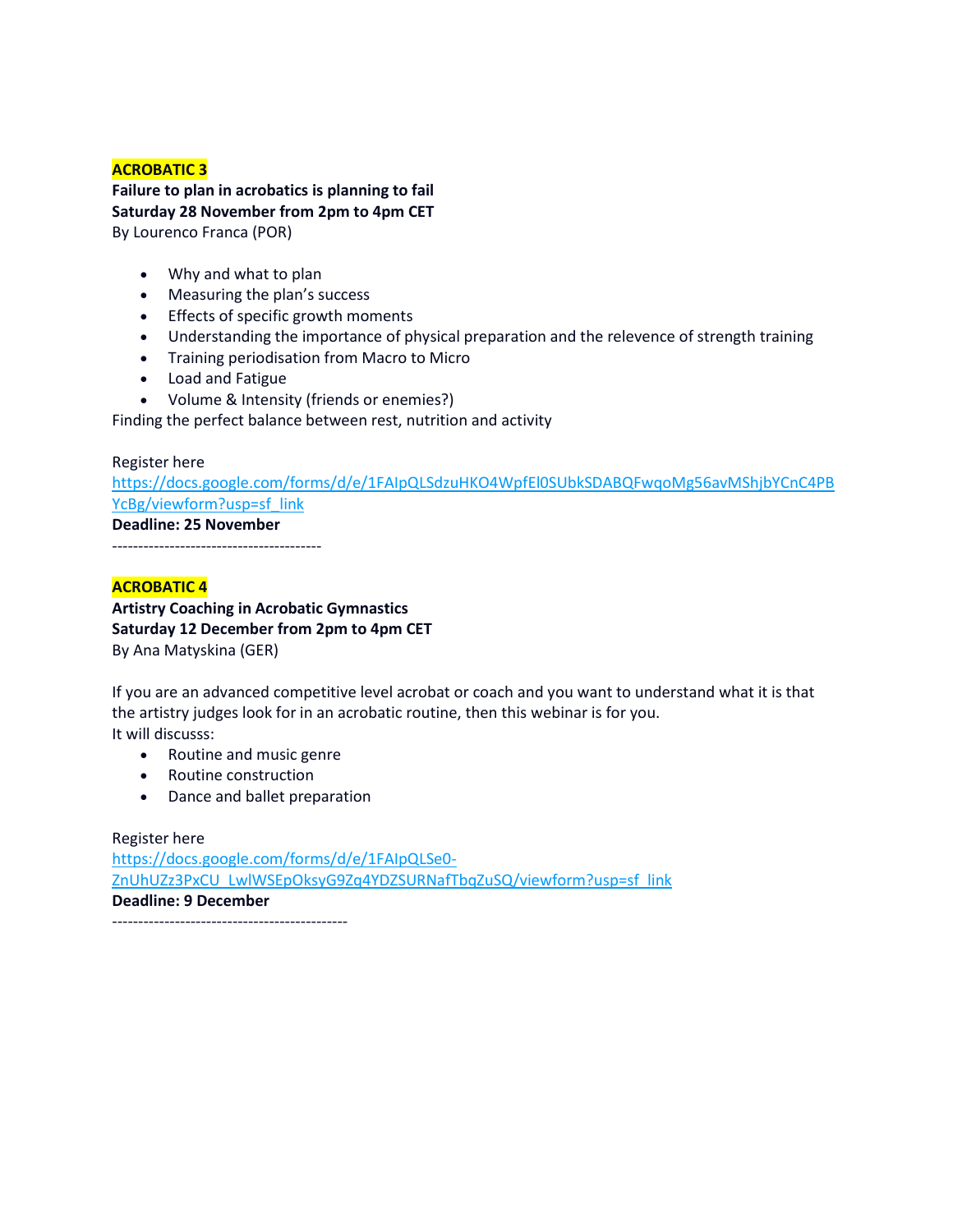**ACROBATIC 3**

**Failure to plan in acrobatics is planning to fail**

**Saturday 28 November from 2pm to 4pm CET**

By Lourenco Franca (POR)

- Why and what to plan
- Measuring the plan's success
- Effects of specific growth moments
- Understanding the importance of physical preparation and the relevence of strength training
- Training periodisation from Macro to Micro
- Load and Fatigue
- Volume & Intensity (friends or enemies?)

Finding the perfect balance between rest, nutrition and activity

Register here

https://docs.google.com/forms/d/e/1FAIpQLSdzuHKO4WpfEl0SUbkSDABQFwqoMg56avMShjbYCnC4PBYcBg/viewform?usp=sf_link

**Deadline: 25 November**

----------------------------------------

**ACROBATIC 4**

**Artistry Coaching in Acrobatic Gymnastics**

**Saturday 12 December from 2pm to 4pm CET**

By Ana Matyskina (GER)

If you are an advanced competitive level acrobat or coach and you want to understand what it is that the artistry judges look for in an acrobatic routine, then this webinar is for you.

It will discusss:

- Routine and music genre
- Routine construction
- Dance and ballet preparation

Register here

https://docs.google.com/forms/d/e/1FAIpQLSe0-ZnUhUZz3PxCU_LwlWSEpOksyG9Zq4YDZSURNafTbqZuSQ/viewform?usp=sf_link

**Deadline: 9 December**

--------------------------------------------